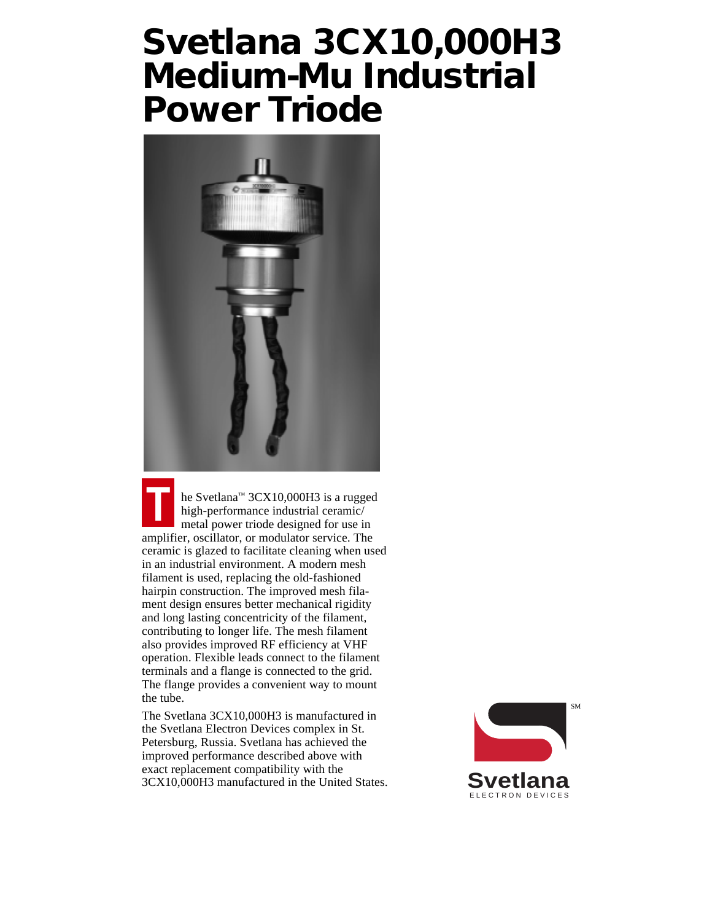# Svetlana 3CX10,000H3 Medium-Mu Industrial Power Triode

The Svetlana™ 3CX10,000H3 is a rugged high-performance industrial ceramic/metal power triode designed for use in amplifier, oscillator, or modulator service. The ceramic is glazed to facilitate cleaning when used in an industrial environment. A modern mesh filament is used, replacing the old-fashioned hairpin construction. The improved mesh filament design ensures better mechanical rigidity and long lasting concentricity of the filament, contributing to longer life. The mesh filament also provides improved RF efficiency at VHF operation. Flexible leads connect to the filament terminals and a flange is connected to the grid. The flange provides a convenient way to mount the tube.

The Svetlana 3CX10,000H3 is manufactured in the Svetlana Electron Devices complex in St. Petersburg, Russia. Svetlana has achieved the improved performance described above with exact replacement compatibility with the 3CX10,000H3 manufactured in the United States.

Svetlana℠
ELECTRON DEVICES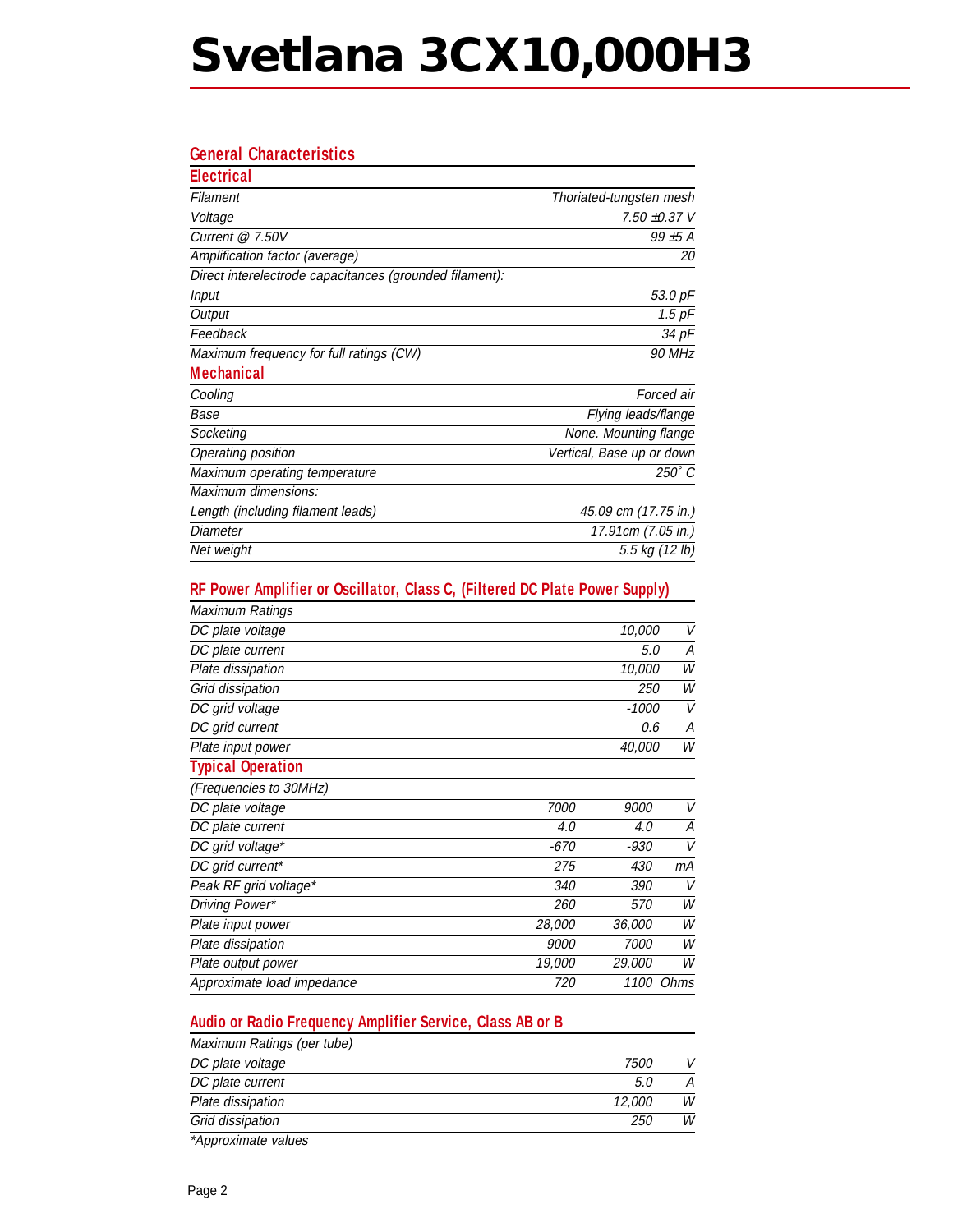# Svetlana 3CX10,000H3

## General Characteristics

### Electrical

| | |
|---|---|
| *Filament* | *Thoriated-tungsten mesh* |
| *Voltage* | *7.50 ±0.37 V* |
| *Current @ 7.50V* | *99 ±5 A* |
| *Amplification factor (average)* | *20* |
| *Direct interelectrode capacitances (grounded filament):* | |
| *Input* | *53.0 pF* |
| *Output* | *1.5 pF* |
| *Feedback* | *34 pF* |
| *Maximum frequency for full ratings (CW)* | *90 MHz* |

### Mechanical

| | |
|---|---|
| *Cooling* | *Forced air* |
| *Base* | *Flying leads/flange* |
| *Socketing* | *None. Mounting flange* |
| *Operating position* | *Vertical, Base up or down* |
| *Maximum operating temperature* | *250˚ C* |
| *Maximum dimensions:* | |
| *Length (including filament leads)* | *45.09 cm (17.75 in.)* |
| *Diameter* | *17.91cm (7.05 in.)* |
| *Net weight* | *5.5 kg (12 lb)* |

## RF Power Amplifier or Oscillator, Class C, (Filtered DC Plate Power Supply)

| *Maximum Ratings* | | |
|---|---|---|
| *DC plate voltage* | *10,000* | *V* |
| *DC plate current* | *5.0* | *A* |
| *Plate dissipation* | *10,000* | *W* |
| *Grid dissipation* | *250* | *W* |
| *DC grid voltage* | *-1000* | *V* |
| *DC grid current* | *0.6* | *A* |
| *Plate input power* | *40,000* | *W* |

### Typical Operation

| *(Frequencies to 30MHz)* | | | |
|---|---|---|---|
| *DC plate voltage* | *7000* | *9000* | *V* |
| *DC plate current* | *4.0* | *4.0* | *A* |
| *DC grid voltage** | *-670* | *-930* | *V* |
| *DC grid current** | *275* | *430* | *mA* |
| *Peak RF grid voltage** | *340* | *390* | *V* |
| *Driving Power** | *260* | *570* | *W* |
| *Plate input power* | *28,000* | *36,000* | *W* |
| *Plate dissipation* | *9000* | *7000* | *W* |
| *Plate output power* | *19,000* | *29,000* | *W* |
| *Approximate load impedance* | *720* | *1100* | *Ohms* |

## Audio or Radio Frequency Amplifier Service, Class AB or B

| *Maximum Ratings (per tube)* | | |
|---|---|---|
| *DC plate voltage* | *7500* | *V* |
| *DC plate current* | *5.0* | *A* |
| *Plate dissipation* | *12,000* | *W* |
| *Grid dissipation* | *250* | *W* |

**Approximate values*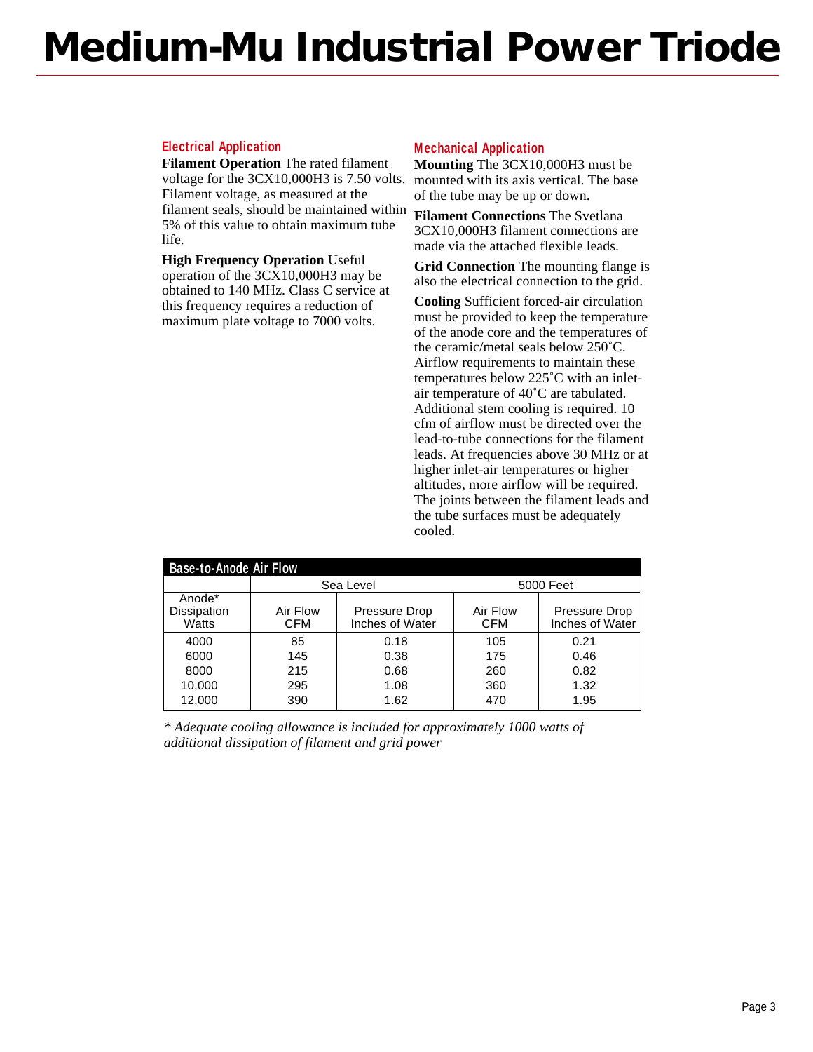# Medium-Mu Industrial Power Triode

## Electrical Application

**Filament Operation** The rated filament voltage for the 3CX10,000H3 is 7.50 volts. Filament voltage, as measured at the filament seals, should be maintained within 5% of this value to obtain maximum tube life.

**High Frequency Operation** Useful operation of the 3CX10,000H3 may be obtained to 140 MHz. Class C service at this frequency requires a reduction of maximum plate voltage to 7000 volts.

## Mechanical Application

**Mounting** The 3CX10,000H3 must be mounted with its axis vertical. The base of the tube may be up or down.

**Filament Connections** The Svetlana 3CX10,000H3 filament connections are made via the attached flexible leads.

**Grid Connection** The mounting flange is also the electrical connection to the grid.

**Cooling** Sufficient forced-air circulation must be provided to keep the temperature of the anode core and the temperatures of the ceramic/metal seals below 250˚C. Airflow requirements to maintain these temperatures below 225˚C with an inlet-air temperature of 40˚C are tabulated. Additional stem cooling is required. 10 cfm of airflow must be directed over the lead-to-tube connections for the filament leads. At frequencies above 30 MHz or at higher inlet-air temperatures or higher altitudes, more airflow will be required. The joints between the filament leads and the tube surfaces must be adequately cooled.

**Base-to-Anode Air Flow**

| | Sea Level | | 5000 Feet | |
|---|---|---|---|---|
| Anode* Dissipation Watts | Air Flow CFM | Pressure Drop Inches of Water | Air Flow CFM | Pressure Drop Inches of Water |
| 4000 | 85 | 0.18 | 105 | 0.21 |
| 6000 | 145 | 0.38 | 175 | 0.46 |
| 8000 | 215 | 0.68 | 260 | 0.82 |
| 10,000 | 295 | 1.08 | 360 | 1.32 |
| 12,000 | 390 | 1.62 | 470 | 1.95 |

*\* Adequate cooling allowance is included for approximately 1000 watts of additional dissipation of filament and grid power*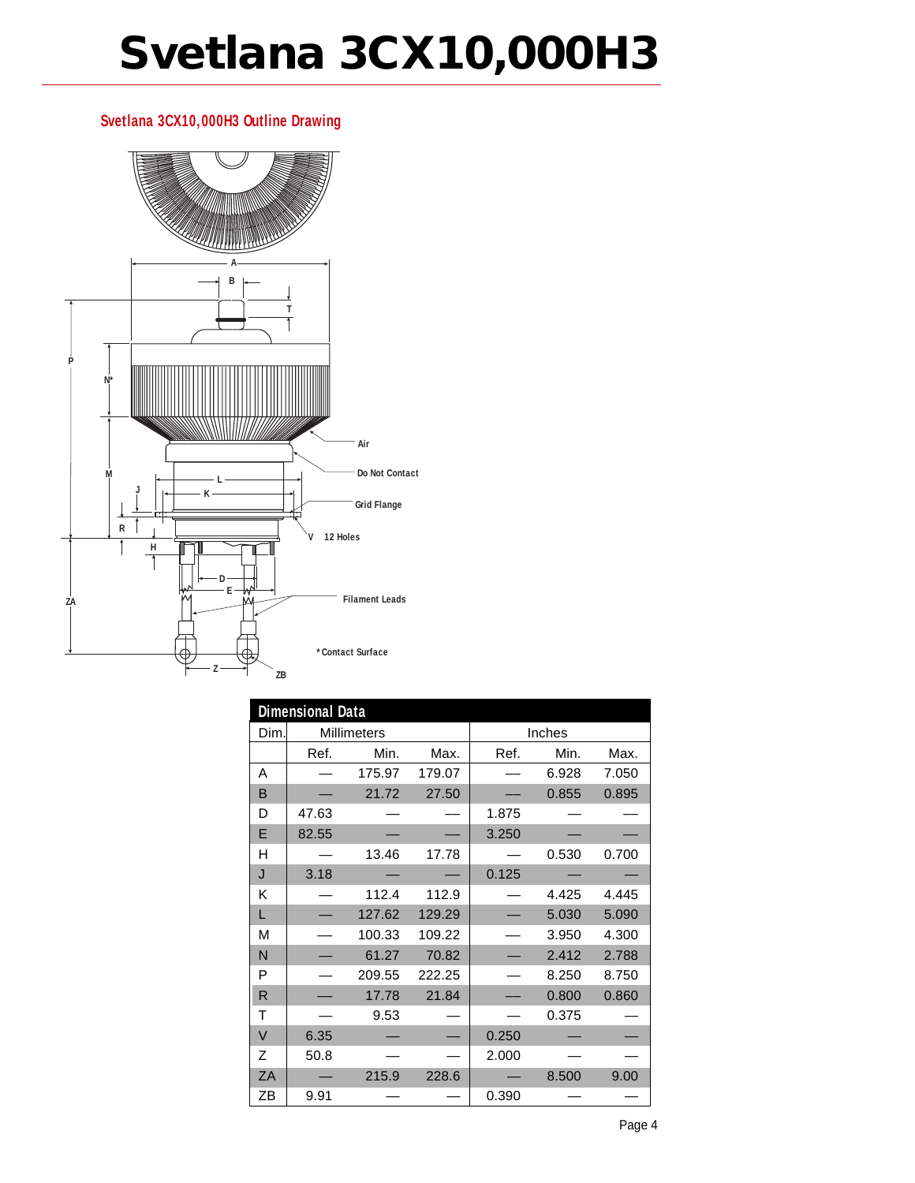# Svetlana 3CX10,000H3

## Svetlana 3CX10,000H3 Outline Drawing

A

B

T

P

N*

Air

M

Do Not Contact

L

J

K

Grid Flange

R

V 12 Holes

H

D

E

ZA

Filament Leads

* Contact Surface

Z

ZB

## Dimensional Data

| Dim. | Millimeters | | | Inches | | |
|---|---|---|---|---|---|---|
| | Ref. | Min. | Max. | Ref. | Min. | Max. |
| A | — | 175.97 | 179.07 | — | 6.928 | 7.050 |
| B | — | 21.72 | 27.50 | — | 0.855 | 0.895 |
| D | 47.63 | — | — | 1.875 | — | — |
| E | 82.55 | — | — | 3.250 | — | — |
| H | — | 13.46 | 17.78 | — | 0.530 | 0.700 |
| J | 3.18 | — | — | 0.125 | — | — |
| K | — | 112.4 | 112.9 | — | 4.425 | 4.445 |
| L | — | 127.62 | 129.29 | — | 5.030 | 5.090 |
| M | — | 100.33 | 109.22 | — | 3.950 | 4.300 |
| N | — | 61.27 | 70.82 | — | 2.412 | 2.788 |
| P | — | 209.55 | 222.25 | — | 8.250 | 8.750 |
| R | — | 17.78 | 21.84 | — | 0.800 | 0.860 |
| T | — | 9.53 | — | — | 0.375 | — |
| V | 6.35 | — | — | 0.250 | — | — |
| Z | 50.8 | — | — | 2.000 | — | — |
| ZA | — | 215.9 | 228.6 | — | 8.500 | 9.00 |
| ZB | 9.91 | — | — | 0.390 | — | — |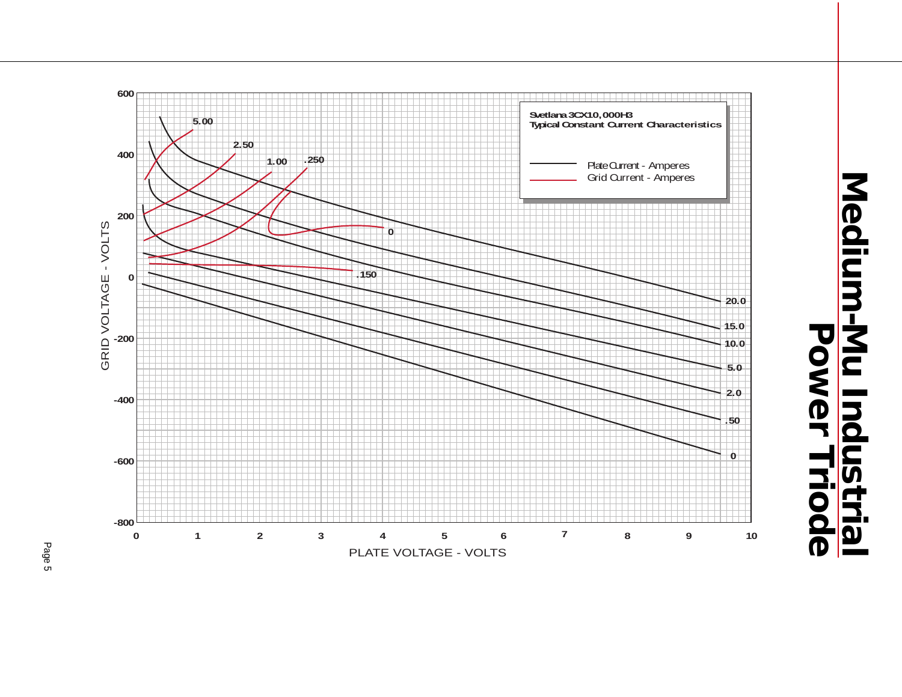# Medium-Mu Industrial Power Triode

Svetlana 3CX10,000H3
Typical Constant Current Characteristics

Plate Current - Amperes
Grid Current - Amperes

GRID VOLTAGE - VOLTS

600
400
200
0
-200
-400
-600
-800

PLATE VOLTAGE - VOLTS

0 1 2 3 4 5 6 7 8 9 10

5.00
2.50
1.00
.250
0
.150

20.0
15.0
10.0
5.0
2.0
.50
0